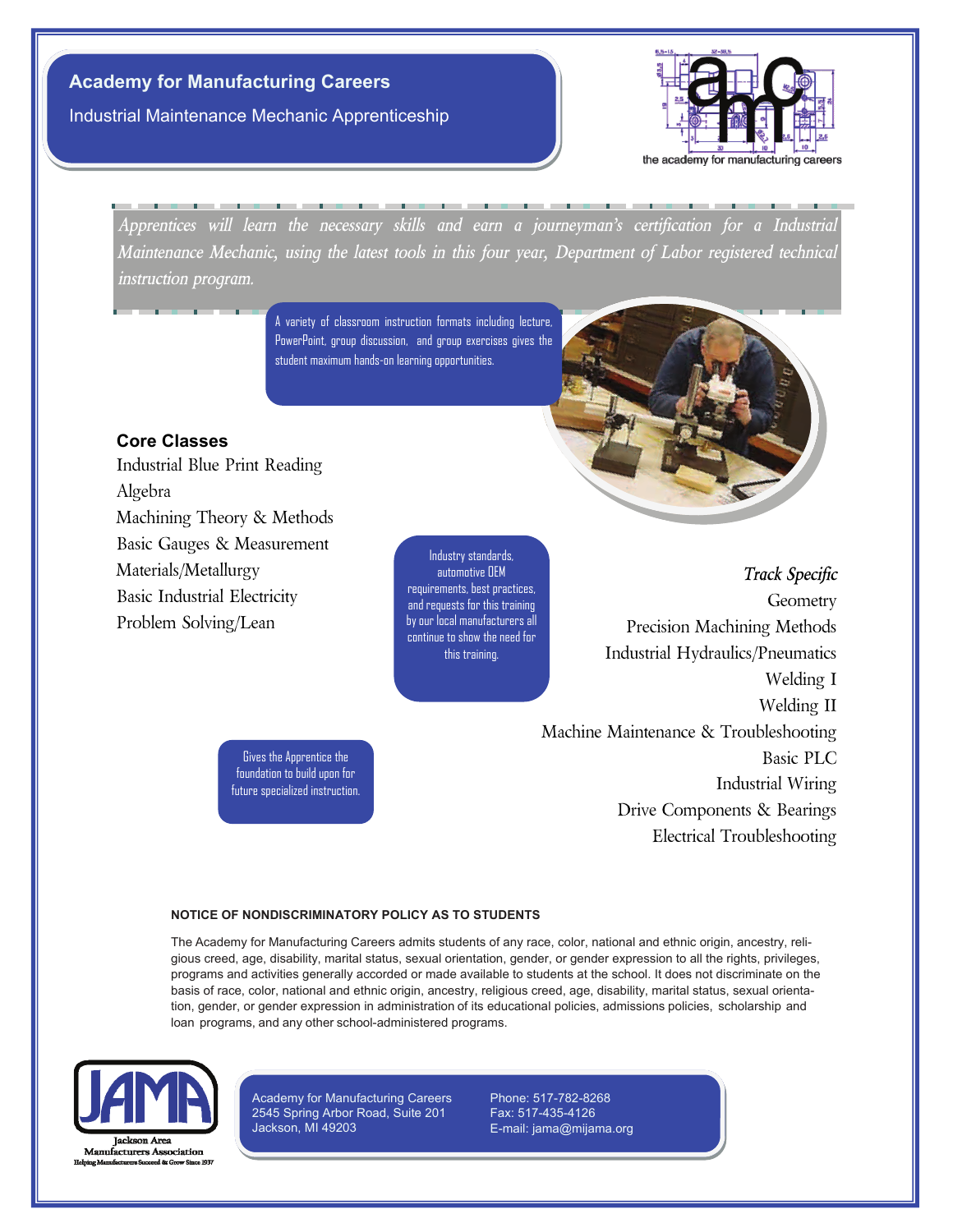# Academy for Manufacturing Careers

## Industrial Maintenance Mechanic Apprenticeship

the academy for manufacturing careers

*Apprentices will learn the necessary skills and earn a journeyman's certification for a Industrial Maintenance Mechanic, using the latest tools in this four year, Department of Labor registered technical instruction program.*

A variety of classroom instruction formats including lecture, PowerPoint, group discussion, and group exercises gives the student maximum hands-on learning opportunities.

### Core Classes

Industrial Blue Print Reading
Algebra
Machining Theory & Methods
Basic Gauges & Measurement
Materials/Metallurgy
Basic Industrial Electricity
Problem Solving/Lean

Industry standards, automotive OEM requirements, best practices, and requests for this training by our local manufacturers all continue to show the need for this training.

### *Track Specific*

Geometry
Precision Machining Methods
Industrial Hydraulics/Pneumatics
Welding I
Welding II
Machine Maintenance & Troubleshooting
Basic PLC
Industrial Wiring
Drive Components & Bearings
Electrical Troubleshooting

Gives the Apprentice the foundation to build upon for future specialized instruction.

**NOTICE OF NONDISCRIMINATORY POLICY AS TO STUDENTS**

The Academy for Manufacturing Careers admits students of any race, color, national and ethnic origin, ancestry, religious creed, age, disability, marital status, sexual orientation, gender, or gender expression to all the rights, privileges, programs and activities generally accorded or made available to students at the school. It does not discriminate on the basis of race, color, national and ethnic origin, ancestry, religious creed, age, disability, marital status, sexual orientation, gender, or gender expression in administration of its educational policies, admissions policies, scholarship and loan programs, and any other school-administered programs.

JAMA
Jackson Area Manufacturers Association
Helping Manufacturers Succeed & Grow Since 1937

Academy for Manufacturing Careers
2545 Spring Arbor Road, Suite 201
Jackson, MI 49203

Phone: 517-782-8268
Fax: 517-435-4126
E-mail: jama@mijama.org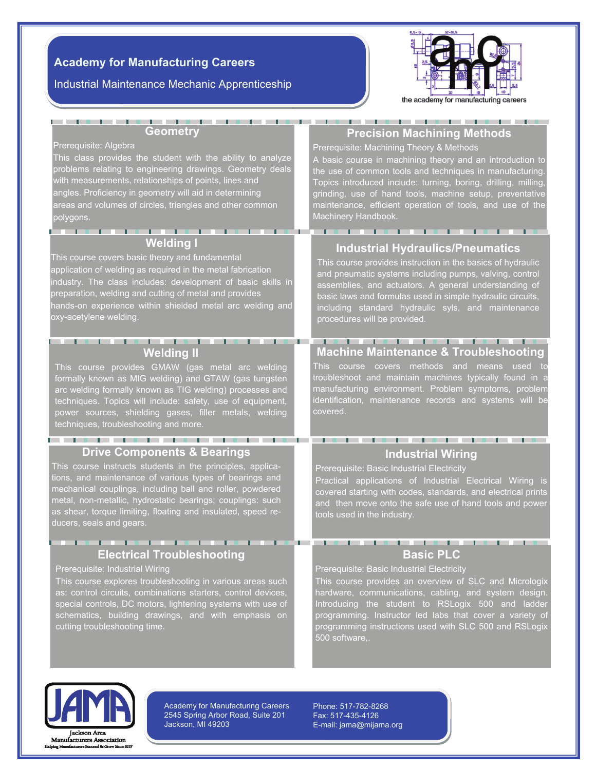**Academy for Manufacturing Careers**

Industrial Maintenance Mechanic Apprenticeship

the academy for manufacturing careers

## Geometry

Prerequisite: Algebra

This class provides the student with the ability to analyze problems relating to engineering drawings. Geometry deals with measurements, relationships of points, lines and angles. Proficiency in geometry will aid in determining areas and volumes of circles, triangles and other common polygons.

## Precision Machining Methods

Prerequisite: Machining Theory & Methods

A basic course in machining theory and an introduction to the use of common tools and techniques in manufacturing. Topics introduced include: turning, boring, drilling, milling, grinding, use of hand tools, machine setup, preventative maintenance, efficient operation of tools, and use of the Machinery Handbook.

## Welding I

This course covers basic theory and fundamental application of welding as required in the metal fabrication industry. The class includes: development of basic skills in preparation, welding and cutting of metal and provides hands-on experience within shielded metal arc welding and oxy-acetylene welding.

## Industrial Hydraulics/Pneumatics

This course provides instruction in the basics of hydraulic and pneumatic systems including pumps, valving, control assemblies, and actuators. A general understanding of basic laws and formulas used in simple hydraulic circuits, including standard hydraulic syls, and maintenance procedures will be provided.

## Welding II

This course provides GMAW (gas metal arc welding formally known as MIG welding) and GTAW (gas tungsten arc welding formally known as TIG welding) processes and techniques. Topics will include: safety, use of equipment, power sources, shielding gases, filler metals, welding techniques, troubleshooting and more.

## Machine Maintenance & Troubleshooting

This course covers methods and means used to troubleshoot and maintain machines typically found in a manufacturing environment. Problem symptoms, problem identification, maintenance records and systems will be covered.

## Drive Components & Bearings

This course instructs students in the principles, applications, and maintenance of various types of bearings and mechanical couplings, including ball and roller, powdered metal, non-metallic, hydrostatic bearings; couplings: such as shear, torque limiting, floating and insulated, speed reducers, seals and gears.

## Industrial Wiring

Prerequisite: Basic Industrial Electricity

Practical applications of Industrial Electrical Wiring is covered starting with codes, standards, and electrical prints and then move onto the safe use of hand tools and power tools used in the industry.

## Electrical Troubleshooting

Prerequisite: Industrial Wiring

This course explores troubleshooting in various areas such as: control circuits, combinations starters, control devices, special controls, DC motors, lightening systems with use of schematics, building drawings, and with emphasis on cutting troubleshooting time.

## Basic PLC

Prerequisite: Basic Industrial Electricity

This course provides an overview of SLC and Micrologix hardware, communications, cabling, and system design. Introducing the student to RSLogix 500 and ladder programming. Instructor led labs that cover a variety of programming instructions used with SLC 500 and RSLogix 500 software,.

JAMA

Jackson Area Manufacturers Association

Helping Manufacturers Succeed & Grow Since 1937

Academy for Manufacturing Careers
2545 Spring Arbor Road, Suite 201
Jackson, MI 49203

Phone: 517-782-8268
Fax: 517-435-4126
E-mail: jama@mijama.org